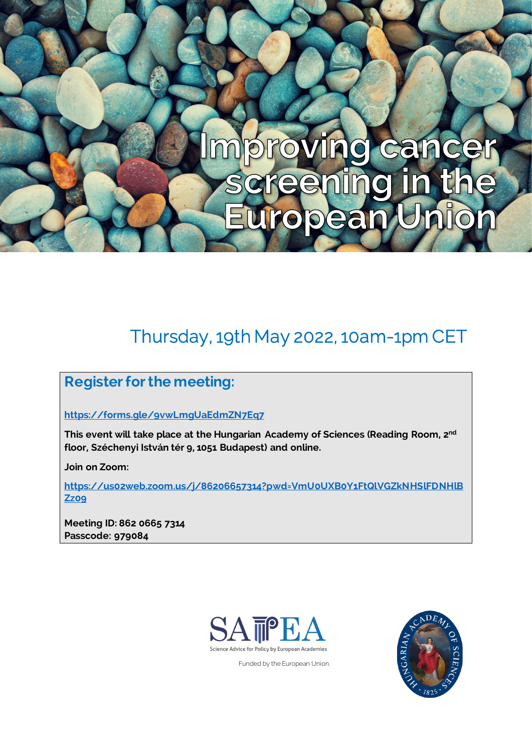# Improving cancer screening in the European Union

## Thursday, 19th May 2022, 10am-1pm CET

### Register for the meeting:

https://forms.gle/9vwLmgUaEdmZN7Eq7

**This event will take place at the Hungarian Academy of Sciences (Reading Room, 2nd floor, Széchenyi István tér 9, 1051 Budapest) and online.**

**Join on Zoom:**

https://us02web.zoom.us/j/86206657314?pwd=VmU0UXB0Y1FtQlVGZkNHSlFDNHlBZz09

**Meeting ID: 862 0665 7314**
**Passcode: 979084**

SAPEA
Science Advice for Policy by European Academies

Funded by the European Union.

Hungarian Academy of Sciences · 1825 ·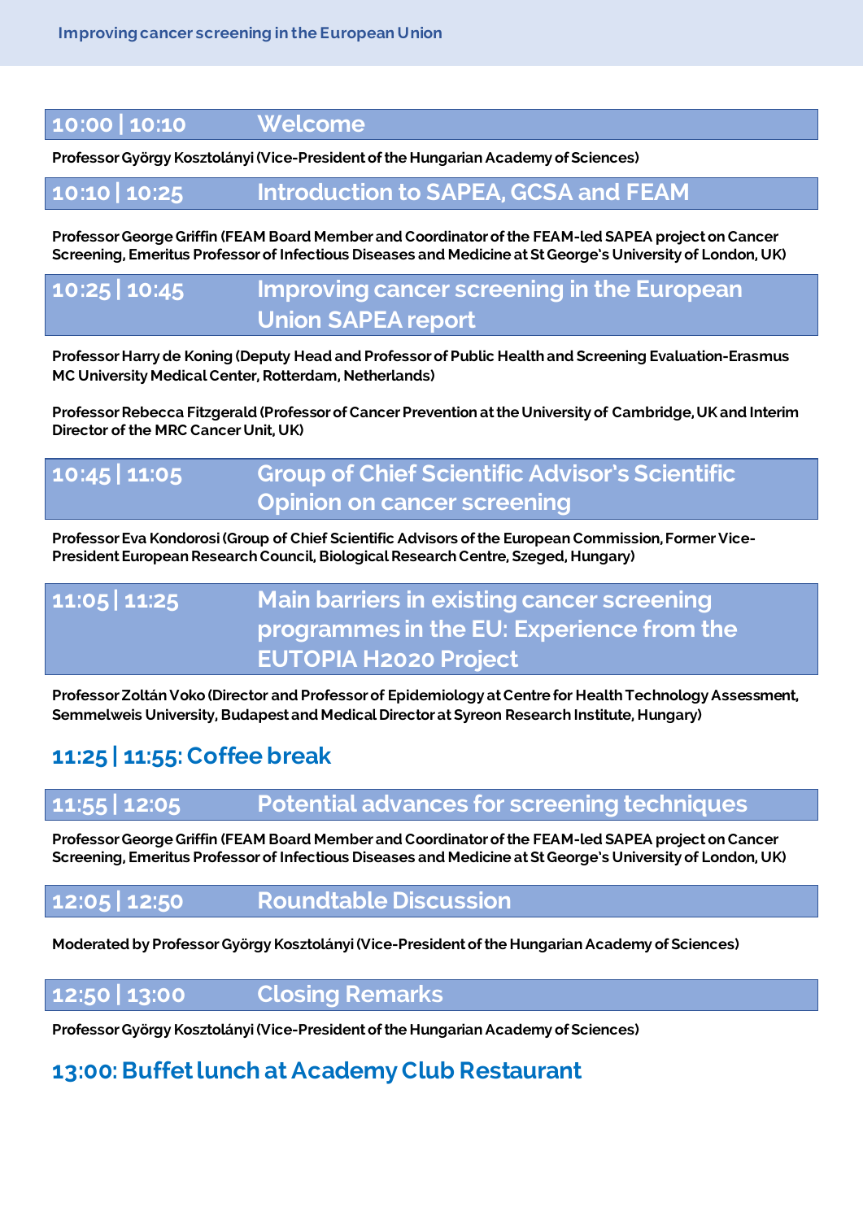## 10:00 | 10:10 Welcome

**Professor György Kosztolányi (Vice-President of the Hungarian Academy of Sciences)**

## 10:10 | 10:25 Introduction to SAPEA, GCSA and FEAM

**Professor George Griffin (FEAM Board Member and Coordinator of the FEAM-led SAPEA project on Cancer Screening, Emeritus Professor of Infectious Diseases and Medicine at St George's University of London, UK)**

## 10:25 | 10:45 Improving cancer screening in the European Union SAPEA report

**Professor Harry de Koning (Deputy Head and Professor of Public Health and Screening Evaluation-Erasmus MC University Medical Center, Rotterdam, Netherlands)**

**Professor Rebecca Fitzgerald (Professor of Cancer Prevention at the University of Cambridge, UK and Interim Director of the MRC Cancer Unit, UK)**

## 10:45 | 11:05 Group of Chief Scientific Advisor's Scientific Opinion on cancer screening

**Professor Eva Kondorosi (Group of Chief Scientific Advisors of the European Commission, Former Vice-President European Research Council, Biological Research Centre, Szeged, Hungary)**

## 11:05 | 11:25 Main barriers in existing cancer screening programmes in the EU: Experience from the EUTOPIA H2020 Project

**Professor Zoltán Voko (Director and Professor of Epidemiology at Centre for Health Technology Assessment, Semmelweis University, Budapest and Medical Director at Syreon Research Institute, Hungary)**

## 11:25 | 11:55: Coffee break

## 11:55 | 12:05 Potential advances for screening techniques

**Professor George Griffin (FEAM Board Member and Coordinator of the FEAM-led SAPEA project on Cancer Screening, Emeritus Professor of Infectious Diseases and Medicine at St George's University of London, UK)**

## 12:05 | 12:50 Roundtable Discussion

**Moderated by Professor György Kosztolányi (Vice-President of the Hungarian Academy of Sciences)**

## 12:50 | 13:00 Closing Remarks

**Professor György Kosztolányi (Vice-President of the Hungarian Academy of Sciences)**

## 13:00: Buffet lunch at Academy Club Restaurant